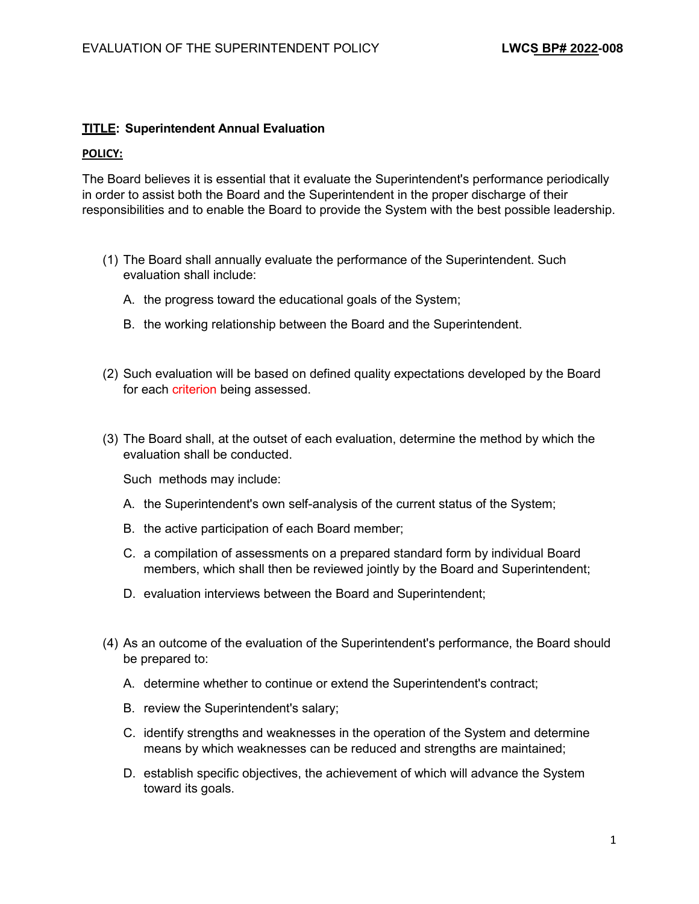**TITLE: Superintendent Annual Evaluation**

**POLICY:**

The Board believes it is essential that it evaluate the Superintendent's performance periodically in order to assist both the Board and the Superintendent in the proper discharge of their responsibilities and to enable the Board to provide the System with the best possible leadership.

(1) The Board shall annually evaluate the performance of the Superintendent. Such evaluation shall include:

   A. the progress toward the educational goals of the System;

   B. the working relationship between the Board and the Superintendent.

(2) Such evaluation will be based on defined quality expectations developed by the Board for each criterion being assessed.

(3) The Board shall, at the outset of each evaluation, determine the method by which the evaluation shall be conducted.

   Such methods may include:

   A. the Superintendent's own self-analysis of the current status of the System;

   B. the active participation of each Board member;

   C. a compilation of assessments on a prepared standard form by individual Board members, which shall then be reviewed jointly by the Board and Superintendent;

   D. evaluation interviews between the Board and Superintendent;

(4) As an outcome of the evaluation of the Superintendent's performance, the Board should be prepared to:

   A. determine whether to continue or extend the Superintendent's contract;

   B. review the Superintendent's salary;

   C. identify strengths and weaknesses in the operation of the System and determine means by which weaknesses can be reduced and strengths are maintained;

   D. establish specific objectives, the achievement of which will advance the System toward its goals.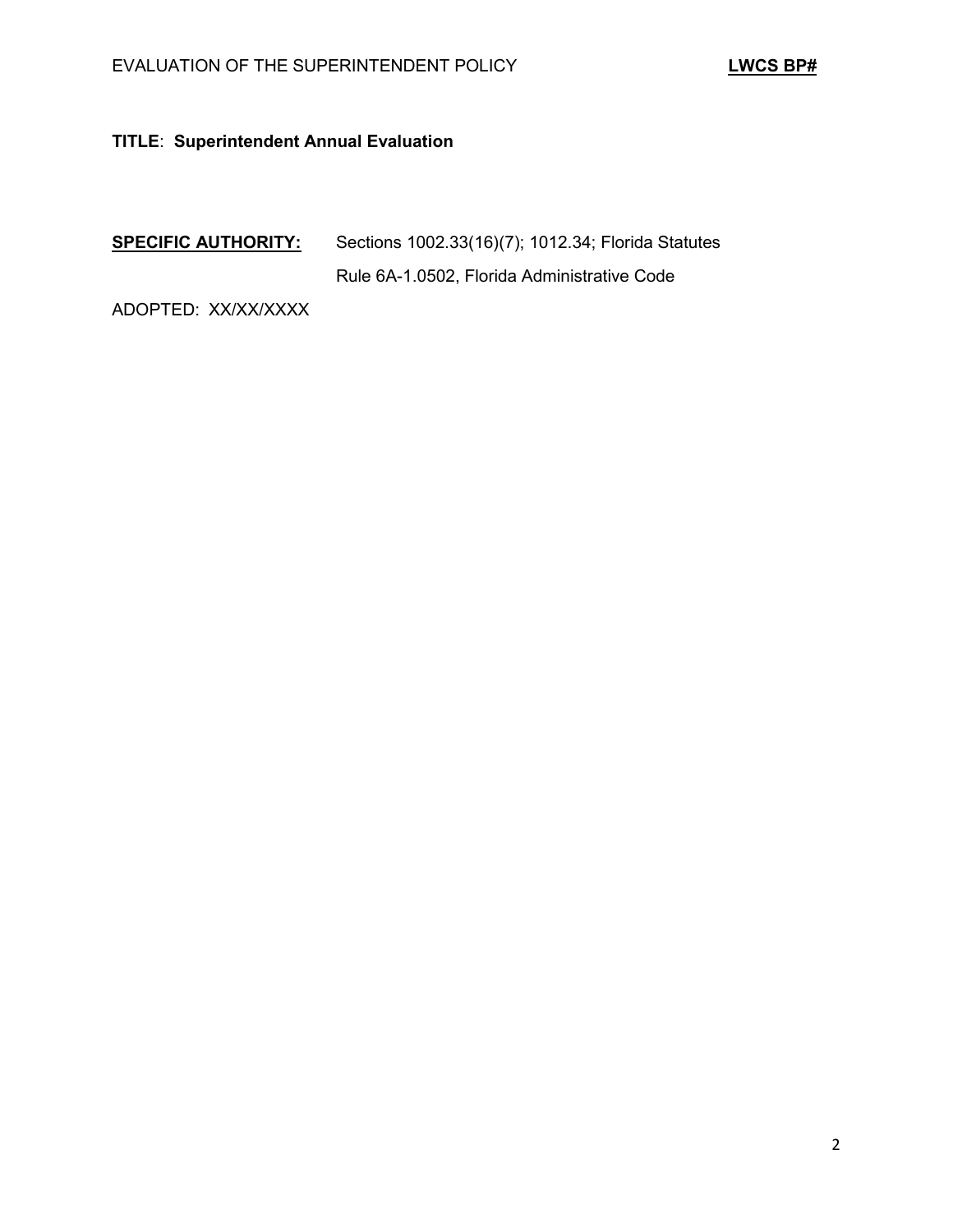**TITLE**: **Superintendent Annual Evaluation**

**SPECIFIC AUTHORITY:** Sections 1002.33(16)(7); 1012.34; Florida Statutes

Rule 6A-1.0502, Florida Administrative Code

ADOPTED: XX/XX/XXXX